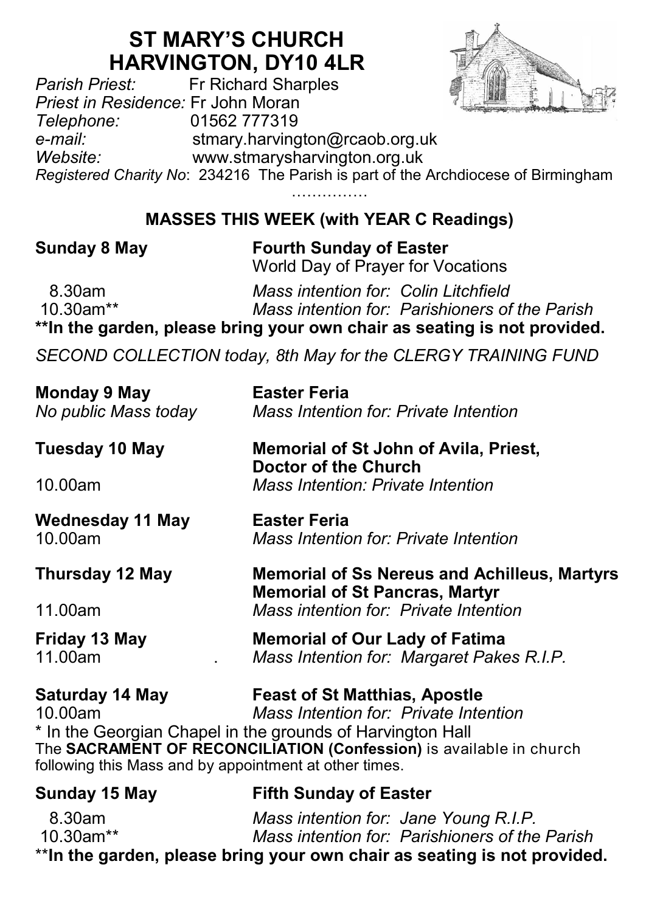# ST MARY'S CHURCH
# HARVINGTON, DY10 4LR

*Parish Priest:* Fr Richard Sharples
*Priest in Residence:* Fr John Moran
*Telephone:* 01562 777319
*e-mail:* stmary.harvington@rcaob.org.uk
*Website:* www.stmarysharvington.org.uk
*Registered Charity No*: 234216 The Parish is part of the Archdiocese of Birmingham

……………

## MASSES THIS WEEK (with YEAR C Readings)

**Sunday 8 May** — **Fourth Sunday of Easter**
World Day of Prayer for Vocations

8.30am — *Mass intention for: Colin Litchfield*
10.30am** — *Mass intention for: Parishioners of the Parish*

**\*\*In the garden, please bring your own chair as seating is not provided.**

*SECOND COLLECTION today, 8th May for the CLERGY TRAINING FUND*

**Monday 9 May** — **Easter Feria**
*No public Mass today* — *Mass Intention for: Private Intention*

**Tuesday 10 May** — **Memorial of St John of Avila, Priest, Doctor of the Church**
10.00am — *Mass Intention: Private Intention*

**Wednesday 11 May** — **Easter Feria**
10.00am — *Mass Intention for: Private Intention*

**Thursday 12 May** — **Memorial of Ss Nereus and Achilleus, Martyrs**
**Memorial of St Pancras, Martyr**
11.00am — *Mass intention for: Private Intention*

**Friday 13 May** — **Memorial of Our Lady of Fatima**
11.00am . — *Mass Intention for: Margaret Pakes R.I.P.*

**Saturday 14 May** — **Feast of St Matthias, Apostle**
10.00am — *Mass Intention for: Private Intention*

\* In the Georgian Chapel in the grounds of Harvington Hall
The **SACRAMENT OF RECONCILIATION (Confession)** is available in church following this Mass and by appointment at other times.

**Sunday 15 May** — **Fifth Sunday of Easter**

8.30am — *Mass intention for: Jane Young R.I.P.*
10.30am** — *Mass intention for: Parishioners of the Parish*

**\*\*In the garden, please bring your own chair as seating is not provided.**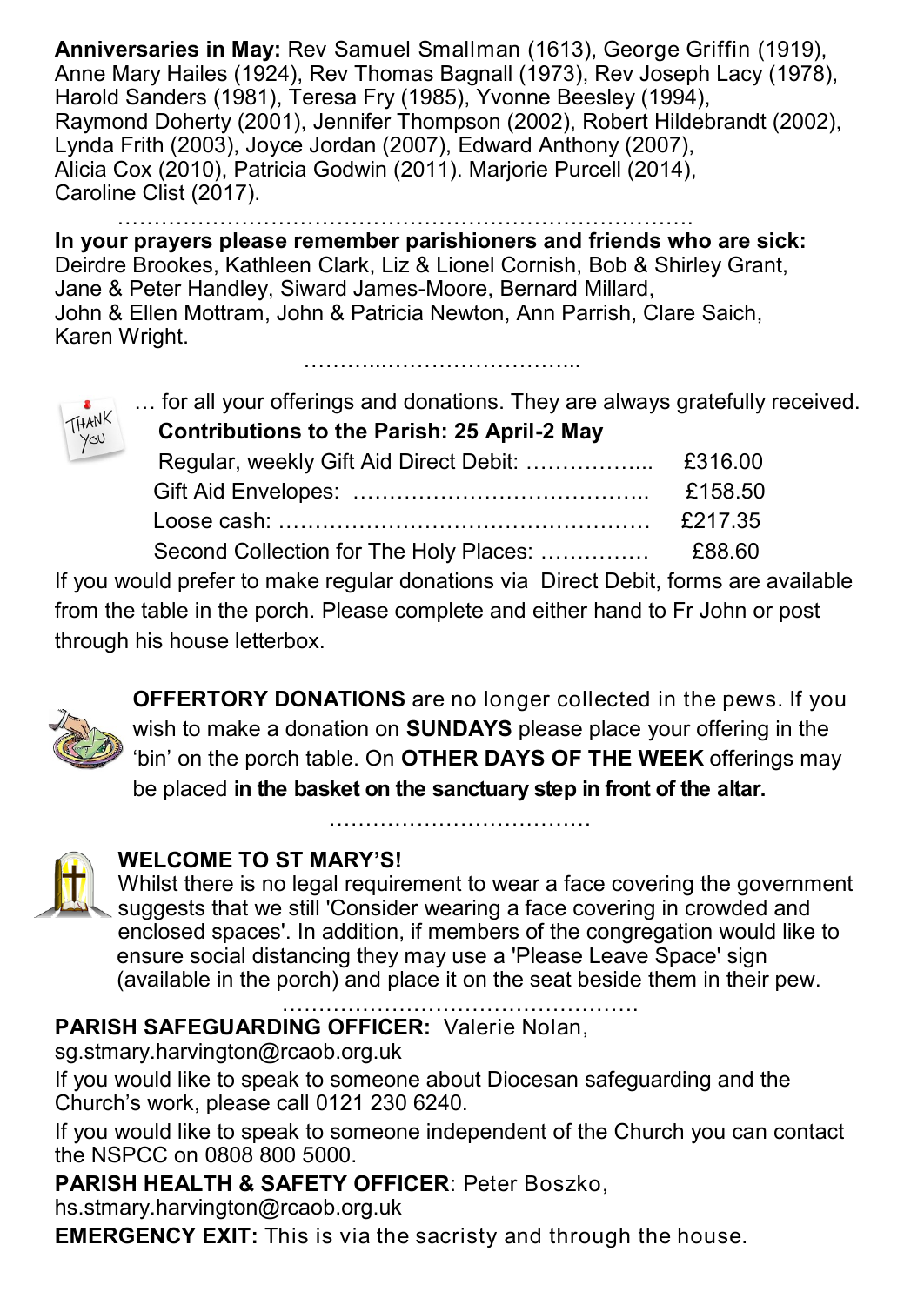**Anniversaries in May:** Rev Samuel Smallman (1613), George Griffin (1919), Anne Mary Hailes (1924), Rev Thomas Bagnall (1973), Rev Joseph Lacy (1978), Harold Sanders (1981), Teresa Fry (1985), Yvonne Beesley (1994), Raymond Doherty (2001), Jennifer Thompson (2002), Robert Hildebrandt (2002), Lynda Frith (2003), Joyce Jordan (2007), Edward Anthony (2007), Alicia Cox (2010), Patricia Godwin (2011). Marjorie Purcell (2014), Caroline Clist (2017).

…………………………………………………………………….

**In your prayers please remember parishioners and friends who are sick:** Deirdre Brookes, Kathleen Clark, Liz & Lionel Cornish, Bob & Shirley Grant, Jane & Peter Handley, Siward James-Moore, Bernard Millard, John & Ellen Mottram, John & Patricia Newton, Ann Parrish, Clare Saich, Karen Wright.

………..……………………..

… for all your offerings and donations. They are always gratefully received.

**Contributions to the Parish: 25 April-2 May**

| | |
|---|---|
| Regular, weekly Gift Aid Direct Debit: ……………... | £316.00 |
| Gift Aid Envelopes: ………………………………….. | £158.50 |
| Loose cash: …………………………………………… | £217.35 |
| Second Collection for The Holy Places: …………… | £88.60 |

If you would prefer to make regular donations via Direct Debit, forms are available from the table in the porch. Please complete and either hand to Fr John or post through his house letterbox.

**OFFERTORY DONATIONS** are no longer collected in the pews. If you wish to make a donation on **SUNDAYS** please place your offering in the 'bin' on the porch table. On **OTHER DAYS OF THE WEEK** offerings may be placed **in the basket on the sanctuary step in front of the altar.**

………………………………

**WELCOME TO ST MARY'S!**

Whilst there is no legal requirement to wear a face covering the government suggests that we still 'Consider wearing a face covering in crowded and enclosed spaces'. In addition, if members of the congregation would like to ensure social distancing they may use a 'Please Leave Space' sign (available in the porch) and place it on the seat beside them in their pew.

………………………………………….

**PARISH SAFEGUARDING OFFICER:** Valerie Nolan, sg.stmary.harvington@rcaob.org.uk

If you would like to speak to someone about Diocesan safeguarding and the Church's work, please call 0121 230 6240.

If you would like to speak to someone independent of the Church you can contact the NSPCC on 0808 800 5000.

**PARISH HEALTH & SAFETY OFFICER**: Peter Boszko, hs.stmary.harvington@rcaob.org.uk

**EMERGENCY EXIT:** This is via the sacristy and through the house.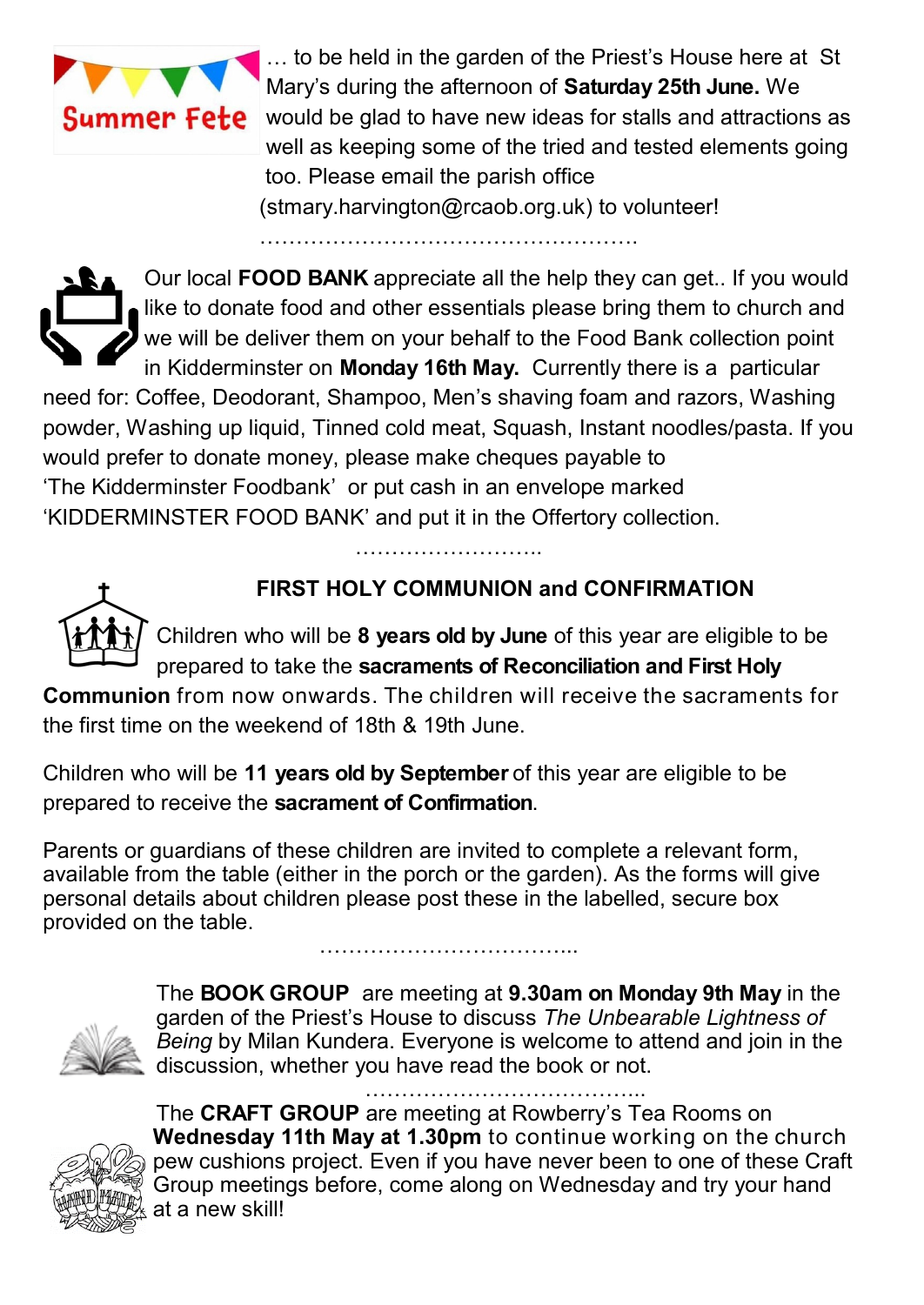Summer Fete

… to be held in the garden of the Priest's House here at St Mary's during the afternoon of **Saturday 25th June.** We would be glad to have new ideas for stalls and attractions as well as keeping some of the tried and tested elements going too. Please email the parish office (stmary.harvington@rcaob.org.uk) to volunteer!

…………………………………………….

Our local **FOOD BANK** appreciate all the help they can get.. If you would like to donate food and other essentials please bring them to church and we will be deliver them on your behalf to the Food Bank collection point in Kidderminster on **Monday 16th May.** Currently there is a particular need for: Coffee, Deodorant, Shampoo, Men's shaving foam and razors, Washing powder, Washing up liquid, Tinned cold meat, Squash, Instant noodles/pasta. If you would prefer to donate money, please make cheques payable to 'The Kidderminster Foodbank' or put cash in an envelope marked 'KIDDERMINSTER FOOD BANK' and put it in the Offertory collection.

……………………..

## FIRST HOLY COMMUNION and CONFIRMATION

Children who will be **8 years old by June** of this year are eligible to be prepared to take the **sacraments of Reconciliation and First Holy Communion** from now onwards. The children will receive the sacraments for the first time on the weekend of 18th & 19th June.

Children who will be **11 years old by September** of this year are eligible to be prepared to receive the **sacrament of Confirmation**.

Parents or guardians of these children are invited to complete a relevant form, available from the table (either in the porch or the garden). As the forms will give personal details about children please post these in the labelled, secure box provided on the table.

………………………………..

The **BOOK GROUP** are meeting at **9.30am on Monday 9th May** in the garden of the Priest's House to discuss *The Unbearable Lightness of Being* by Milan Kundera. Everyone is welcome to attend and join in the discussion, whether you have read the book or not.

………………………………...

The **CRAFT GROUP** are meeting at Rowberry's Tea Rooms on **Wednesday 11th May at 1.30pm** to continue working on the church pew cushions project. Even if you have never been to one of these Craft Group meetings before, come along on Wednesday and try your hand at a new skill!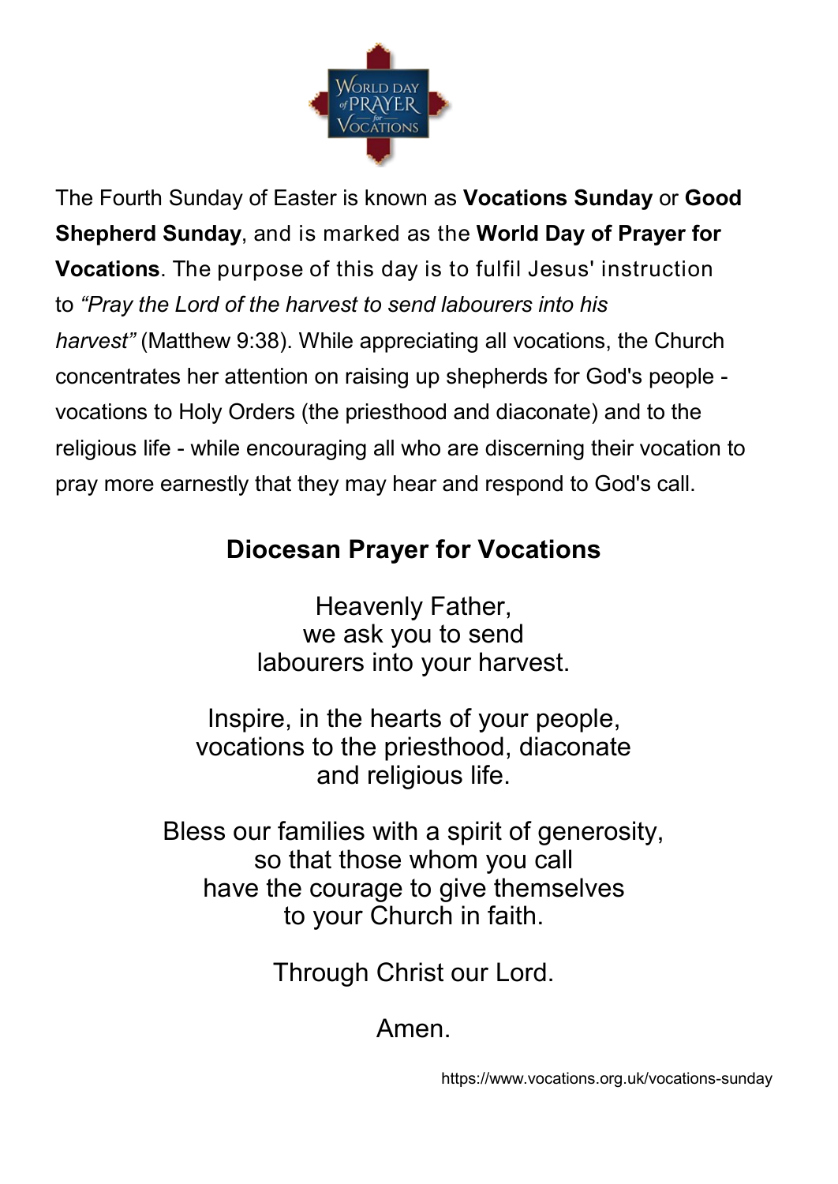The Fourth Sunday of Easter is known as **Vocations Sunday** or **Good Shepherd Sunday**, and is marked as the **World Day of Prayer for Vocations**. The purpose of this day is to fulfil Jesus' instruction to *"Pray the Lord of the harvest to send labourers into his harvest"* (Matthew 9:38). While appreciating all vocations, the Church concentrates her attention on raising up shepherds for God's people - vocations to Holy Orders (the priesthood and diaconate) and to the religious life - while encouraging all who are discerning their vocation to pray more earnestly that they may hear and respond to God's call.

## Diocesan Prayer for Vocations

Heavenly Father,
we ask you to send
labourers into your harvest.

Inspire, in the hearts of your people,
vocations to the priesthood, diaconate
and religious life.

Bless our families with a spirit of generosity,
so that those whom you call
have the courage to give themselves
to your Church in faith.

Through Christ our Lord.

Amen.

https://www.vocations.org.uk/vocations-sunday